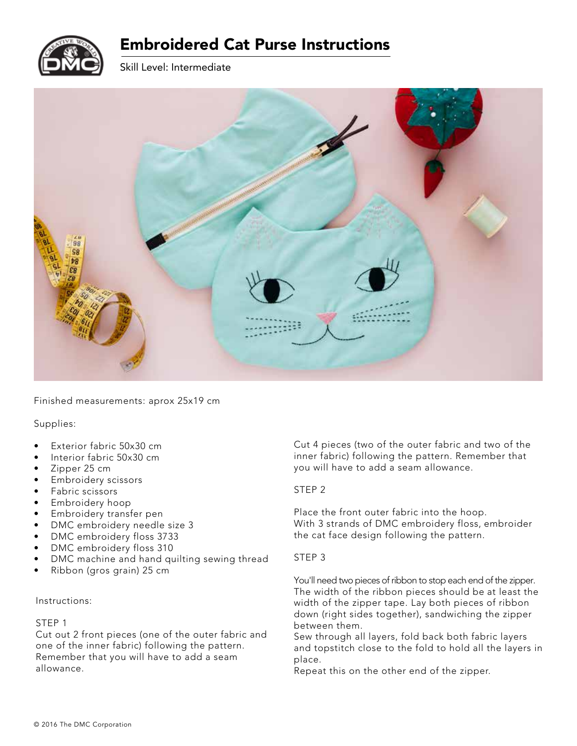# Embroidered Cat Purse Instructions

Skill Level: Intermediate

Finished measurements: aprox 25x19 cm

Supplies:

- Exterior fabric 50x30 cm
- Interior fabric 50x30 cm
- Zipper 25 cm
- Embroidery scissors
- Fabric scissors
- Embroidery hoop
- Embroidery transfer pen
- DMC embroidery needle size 3
- DMC embroidery floss 3733
- DMC embroidery floss 310
- DMC machine and hand quilting sewing thread
- Ribbon (gros grain) 25 cm

Instructions:

STEP 1

Cut out 2 front pieces (one of the outer fabric and one of the inner fabric) following the pattern. Remember that you will have to add a seam allowance.

Cut 4 pieces (two of the outer fabric and two of the inner fabric) following the pattern. Remember that you will have to add a seam allowance.

STEP 2

Place the front outer fabric into the hoop.
With 3 strands of DMC embroidery floss, embroider the cat face design following the pattern.

STEP 3

You'll need two pieces of ribbon to stop each end of the zipper. The width of the ribbon pieces should be at least the width of the zipper tape. Lay both pieces of ribbon down (right sides together), sandwiching the zipper between them.
Sew through all layers, fold back both fabric layers and topstitch close to the fold to hold all the layers in place.
Repeat this on the other end of the zipper.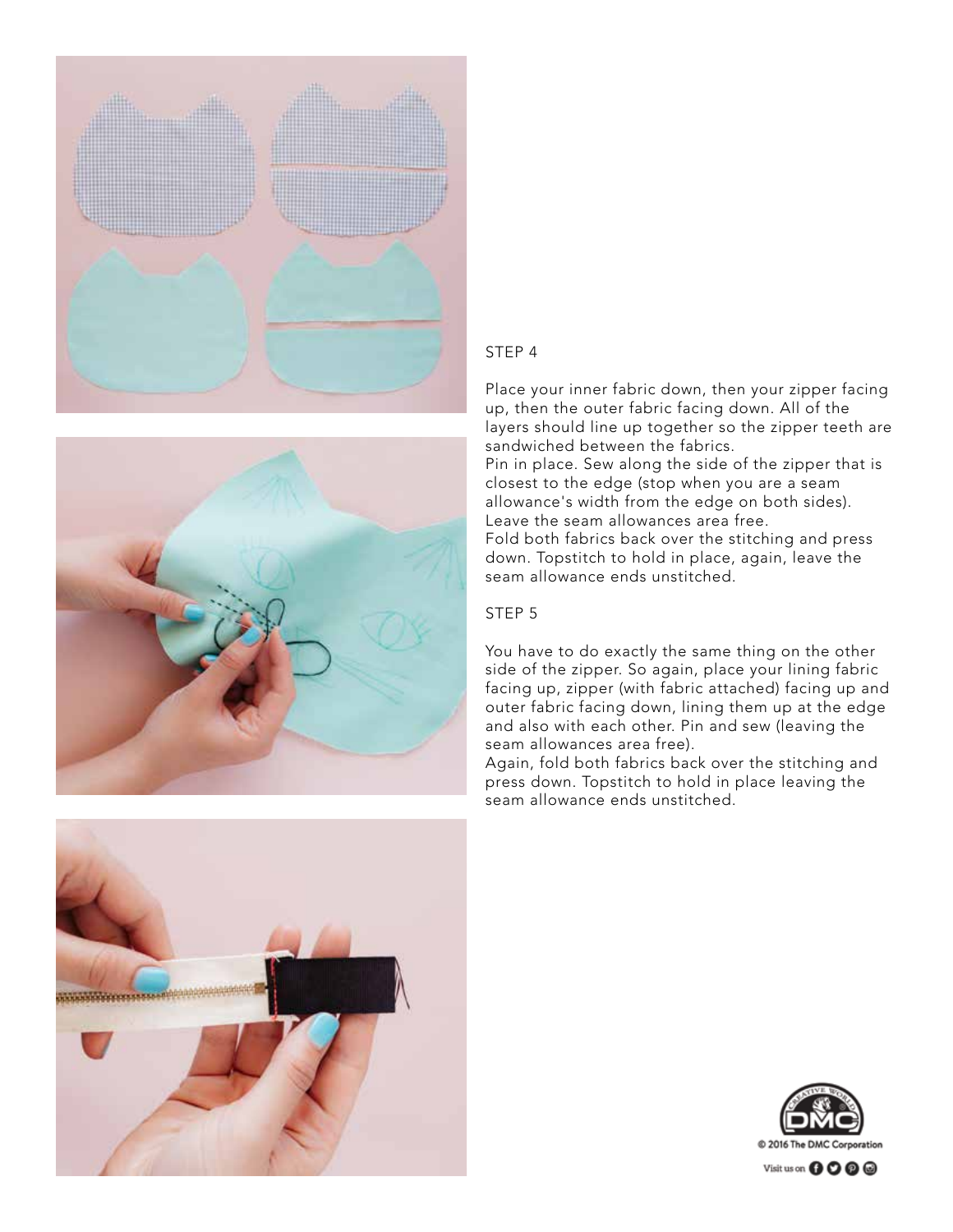## STEP 4

Place your inner fabric down, then your zipper facing up, then the outer fabric facing down. All of the layers should line up together so the zipper teeth are sandwiched between the fabrics.
Pin in place. Sew along the side of the zipper that is closest to the edge (stop when you are a seam allowance's width from the edge on both sides).
Leave the seam allowances area free.
Fold both fabrics back over the stitching and press down. Topstitch to hold in place, again, leave the seam allowance ends unstitched.

## STEP 5

You have to do exactly the same thing on the other side of the zipper. So again, place your lining fabric facing up, zipper (with fabric attached) facing up and outer fabric facing down, lining them up at the edge and also with each other. Pin and sew (leaving the seam allowances area free).
Again, fold both fabrics back over the stitching and press down. Topstitch to hold in place leaving the seam allowance ends unstitched.

© 2016 The DMC Corporation

Visit us on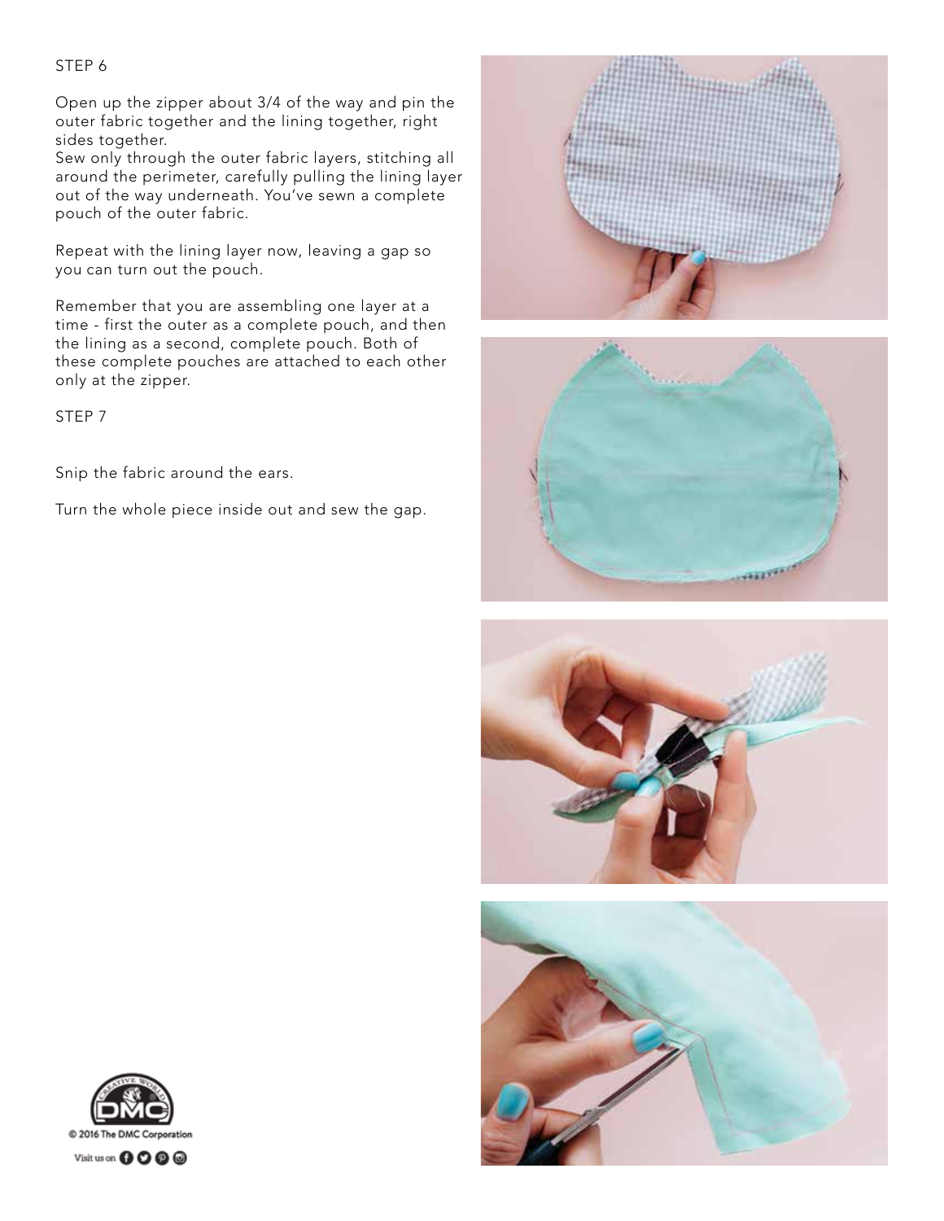## STEP 6

Open up the zipper about 3/4 of the way and pin the outer fabric together and the lining together, right sides together.
Sew only through the outer fabric layers, stitching all around the perimeter, carefully pulling the lining layer out of the way underneath. You've sewn a complete pouch of the outer fabric.

Repeat with the lining layer now, leaving a gap so you can turn out the pouch.

Remember that you are assembling one layer at a time - first the outer as a complete pouch, and then the lining as a second, complete pouch. Both of these complete pouches are attached to each other only at the zipper.

## STEP 7

Snip the fabric around the ears.

Turn the whole piece inside out and sew the gap.

© 2016 The DMC Corporation

Visit us on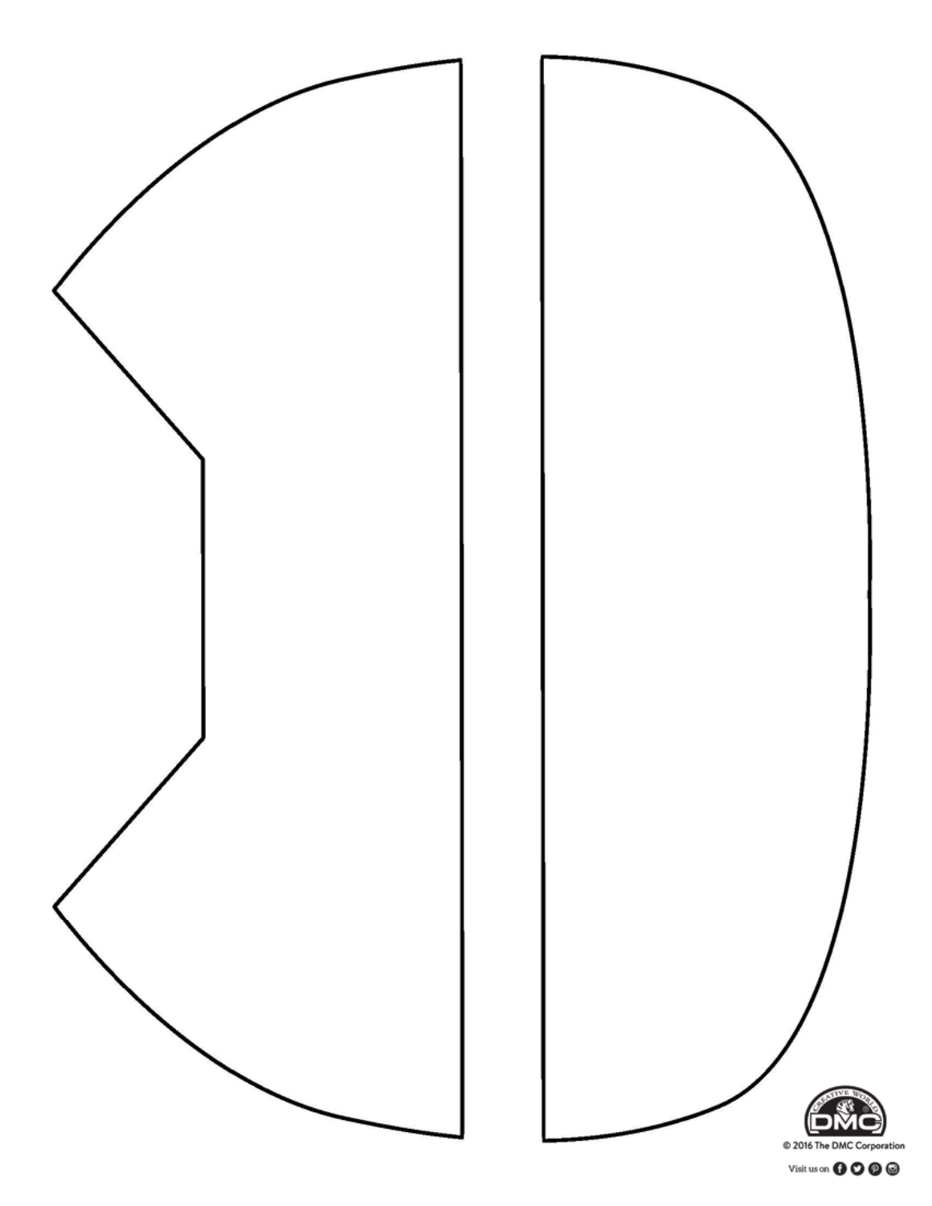© 2016 The DMC Corporation

Visit us on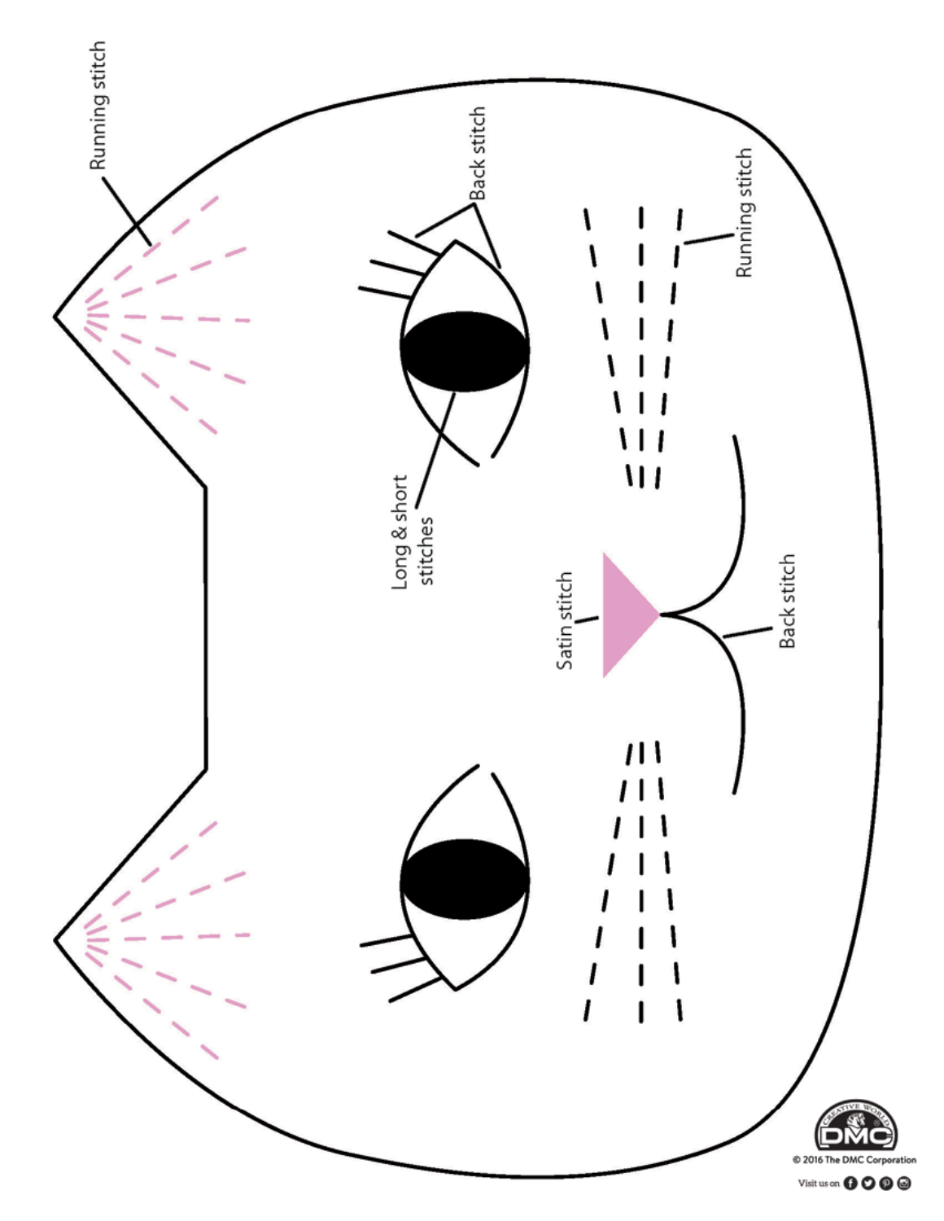Running stitch

Back stitch

Running stitch

Long & short stitches

Satin stitch

Back stitch

© 2016 The DMC Corporation

Visit us on